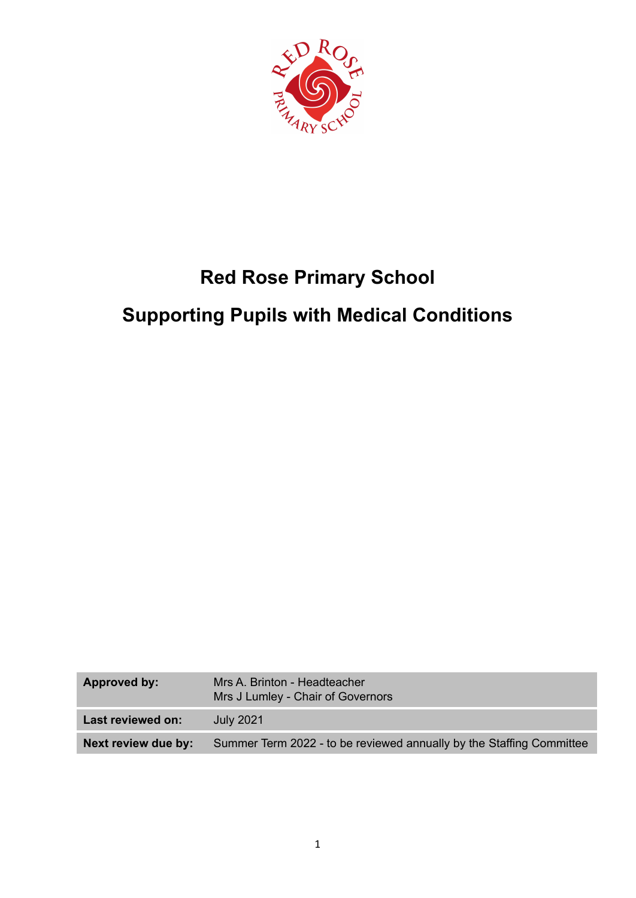# Red Rose Primary School

# Supporting Pupils with Medical Conditions

| | |
|---|---|
| **Approved by:** | Mrs A. Brinton - Headteacher<br>Mrs J Lumley - Chair of Governors |
| **Last reviewed on:** | July 2021 |
| **Next review due by:** | Summer Term 2022 - to be reviewed annually by the Staffing Committee |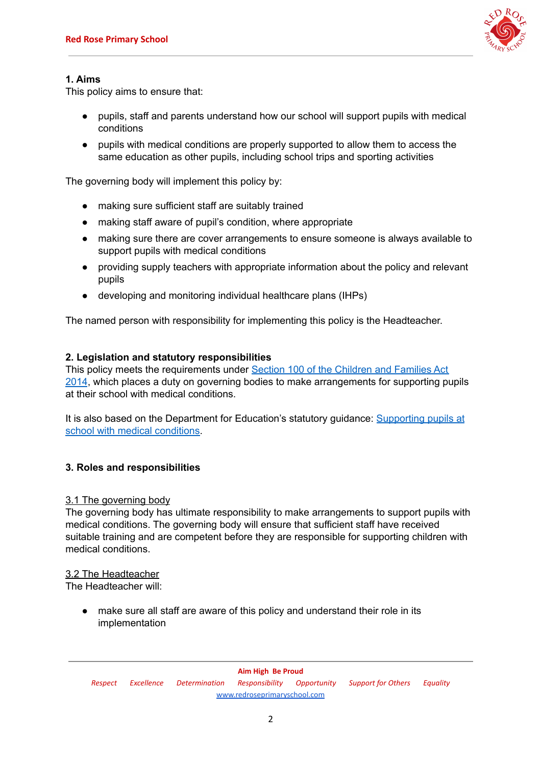## 1. Aims

This policy aims to ensure that:

- pupils, staff and parents understand how our school will support pupils with medical conditions
- pupils with medical conditions are properly supported to allow them to access the same education as other pupils, including school trips and sporting activities

The governing body will implement this policy by:

- making sure sufficient staff are suitably trained
- making staff aware of pupil's condition, where appropriate
- making sure there are cover arrangements to ensure someone is always available to support pupils with medical conditions
- providing supply teachers with appropriate information about the policy and relevant pupils
- developing and monitoring individual healthcare plans (IHPs)

The named person with responsibility for implementing this policy is the Headteacher.

## 2. Legislation and statutory responsibilities

This policy meets the requirements under Section 100 of the Children and Families Act 2014, which places a duty on governing bodies to make arrangements for supporting pupils at their school with medical conditions.

It is also based on the Department for Education's statutory guidance: Supporting pupils at school with medical conditions.

## 3. Roles and responsibilities

### 3.1 The governing body

The governing body has ultimate responsibility to make arrangements to support pupils with medical conditions. The governing body will ensure that sufficient staff have received suitable training and are competent before they are responsible for supporting children with medical conditions.

### 3.2 The Headteacher

The Headteacher will:

- make sure all staff are aware of this policy and understand their role in its implementation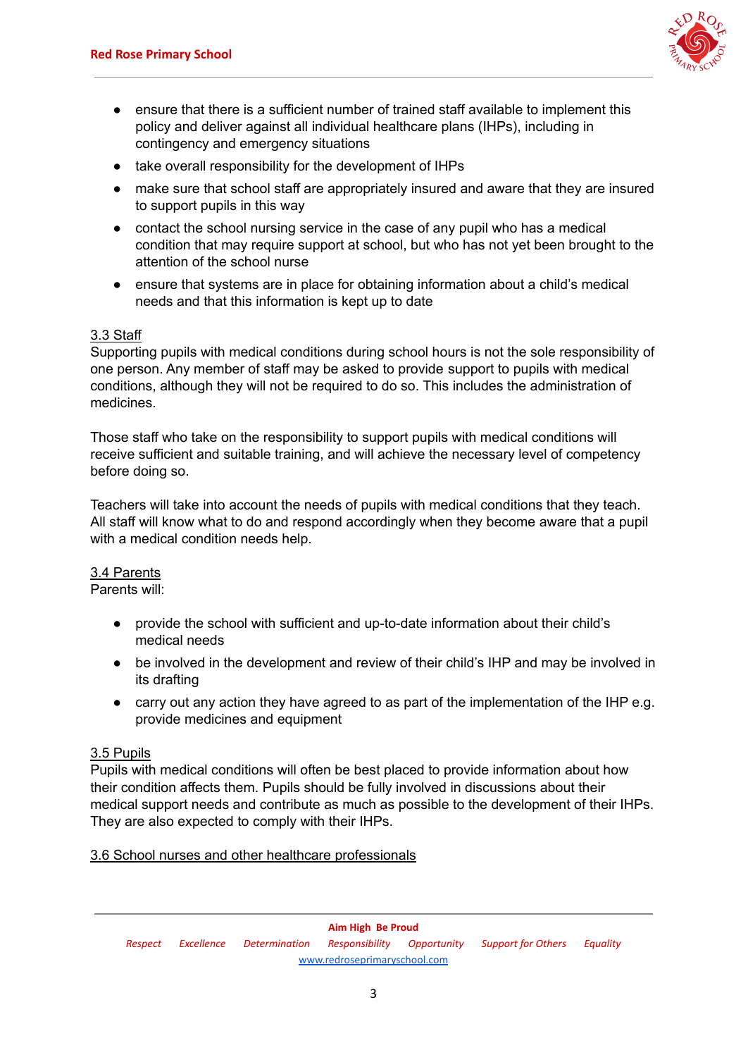- ensure that there is a sufficient number of trained staff available to implement this policy and deliver against all individual healthcare plans (IHPs), including in contingency and emergency situations
- take overall responsibility for the development of IHPs
- make sure that school staff are appropriately insured and aware that they are insured to support pupils in this way
- contact the school nursing service in the case of any pupil who has a medical condition that may require support at school, but who has not yet been brought to the attention of the school nurse
- ensure that systems are in place for obtaining information about a child's medical needs and that this information is kept up to date

### 3.3 Staff

Supporting pupils with medical conditions during school hours is not the sole responsibility of one person. Any member of staff may be asked to provide support to pupils with medical conditions, although they will not be required to do so. This includes the administration of medicines.

Those staff who take on the responsibility to support pupils with medical conditions will receive sufficient and suitable training, and will achieve the necessary level of competency before doing so.

Teachers will take into account the needs of pupils with medical conditions that they teach. All staff will know what to do and respond accordingly when they become aware that a pupil with a medical condition needs help.

### 3.4 Parents

Parents will:

- provide the school with sufficient and up-to-date information about their child's medical needs
- be involved in the development and review of their child's IHP and may be involved in its drafting
- carry out any action they have agreed to as part of the implementation of the IHP e.g. provide medicines and equipment

### 3.5 Pupils

Pupils with medical conditions will often be best placed to provide information about how their condition affects them. Pupils should be fully involved in discussions about their medical support needs and contribute as much as possible to the development of their IHPs. They are also expected to comply with their IHPs.

### 3.6 School nurses and other healthcare professionals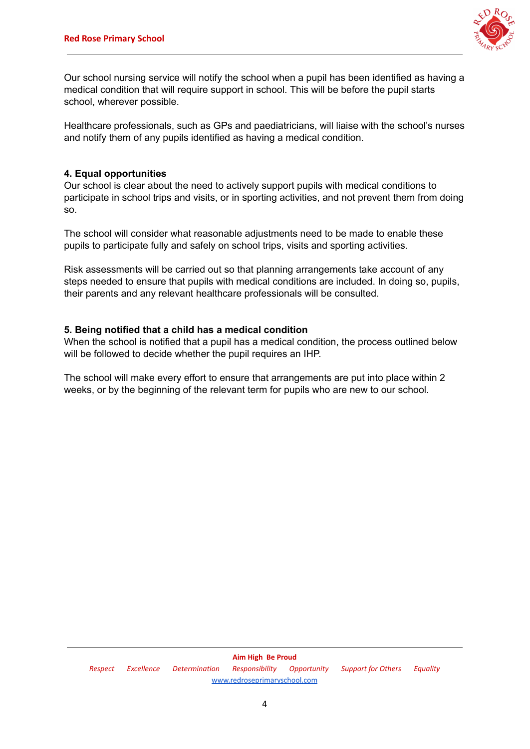Our school nursing service will notify the school when a pupil has been identified as having a medical condition that will require support in school. This will be before the pupil starts school, wherever possible.

Healthcare professionals, such as GPs and paediatricians, will liaise with the school's nurses and notify them of any pupils identified as having a medical condition.

## 4. Equal opportunities

Our school is clear about the need to actively support pupils with medical conditions to participate in school trips and visits, or in sporting activities, and not prevent them from doing so.

The school will consider what reasonable adjustments need to be made to enable these pupils to participate fully and safely on school trips, visits and sporting activities.

Risk assessments will be carried out so that planning arrangements take account of any steps needed to ensure that pupils with medical conditions are included. In doing so, pupils, their parents and any relevant healthcare professionals will be consulted.

## 5. Being notified that a child has a medical condition

When the school is notified that a pupil has a medical condition, the process outlined below will be followed to decide whether the pupil requires an IHP.

The school will make every effort to ensure that arrangements are put into place within 2 weeks, or by the beginning of the relevant term for pupils who are new to our school.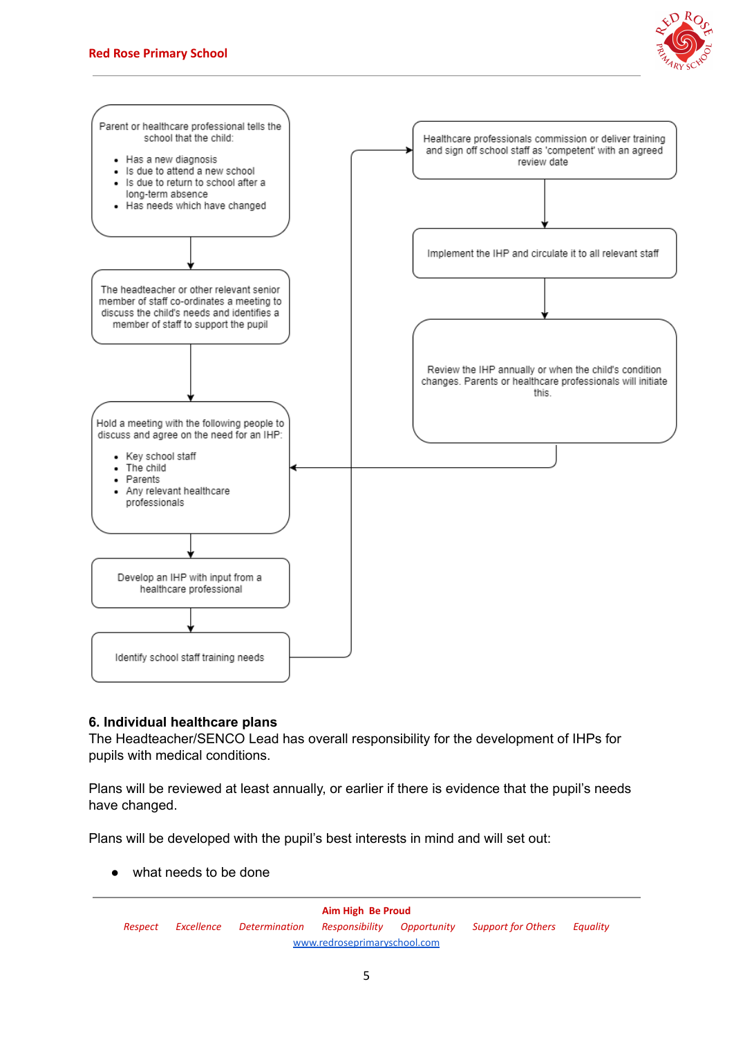Parent or healthcare professional tells the school that the child:

- Has a new diagnosis
- Is due to attend a new school
- Is due to return to school after a long-term absence
- Has needs which have changed

↓

The headteacher or other relevant senior member of staff co-ordinates a meeting to discuss the child's needs and identifies a member of staff to support the pupil

↓

Hold a meeting with the following people to discuss and agree on the need for an IHP:

- Key school staff
- The child
- Parents
- Any relevant healthcare professionals

↓

Develop an IHP with input from a healthcare professional

↓

Identify school staff training needs

↓

Healthcare professionals commission or deliver training and sign off school staff as 'competent' with an agreed review date

↓

Implement the IHP and circulate it to all relevant staff

↓

Review the IHP annually or when the child's condition changes. Parents or healthcare professionals will initiate this.

↓ (returns to "Hold a meeting")

## 6. Individual healthcare plans

The Headteacher/SENCO Lead has overall responsibility for the development of IHPs for pupils with medical conditions.

Plans will be reviewed at least annually, or earlier if there is evidence that the pupil's needs have changed.

Plans will be developed with the pupil's best interests in mind and will set out:

- what needs to be done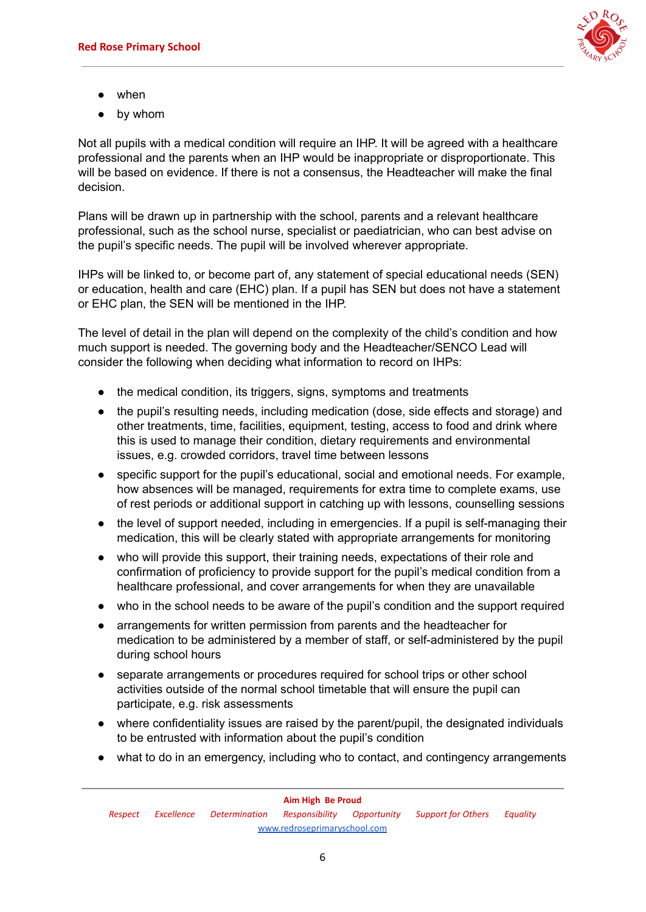- when
- by whom

Not all pupils with a medical condition will require an IHP. It will be agreed with a healthcare professional and the parents when an IHP would be inappropriate or disproportionate. This will be based on evidence. If there is not a consensus, the Headteacher will make the final decision.

Plans will be drawn up in partnership with the school, parents and a relevant healthcare professional, such as the school nurse, specialist or paediatrician, who can best advise on the pupil's specific needs. The pupil will be involved wherever appropriate.

IHPs will be linked to, or become part of, any statement of special educational needs (SEN) or education, health and care (EHC) plan. If a pupil has SEN but does not have a statement or EHC plan, the SEN will be mentioned in the IHP.

The level of detail in the plan will depend on the complexity of the child's condition and how much support is needed. The governing body and the Headteacher/SENCO Lead will consider the following when deciding what information to record on IHPs:

- the medical condition, its triggers, signs, symptoms and treatments
- the pupil's resulting needs, including medication (dose, side effects and storage) and other treatments, time, facilities, equipment, testing, access to food and drink where this is used to manage their condition, dietary requirements and environmental issues, e.g. crowded corridors, travel time between lessons
- specific support for the pupil's educational, social and emotional needs. For example, how absences will be managed, requirements for extra time to complete exams, use of rest periods or additional support in catching up with lessons, counselling sessions
- the level of support needed, including in emergencies. If a pupil is self-managing their medication, this will be clearly stated with appropriate arrangements for monitoring
- who will provide this support, their training needs, expectations of their role and confirmation of proficiency to provide support for the pupil's medical condition from a healthcare professional, and cover arrangements for when they are unavailable
- who in the school needs to be aware of the pupil's condition and the support required
- arrangements for written permission from parents and the headteacher for medication to be administered by a member of staff, or self-administered by the pupil during school hours
- separate arrangements or procedures required for school trips or other school activities outside of the normal school timetable that will ensure the pupil can participate, e.g. risk assessments
- where confidentiality issues are raised by the parent/pupil, the designated individuals to be entrusted with information about the pupil's condition
- what to do in an emergency, including who to contact, and contingency arrangements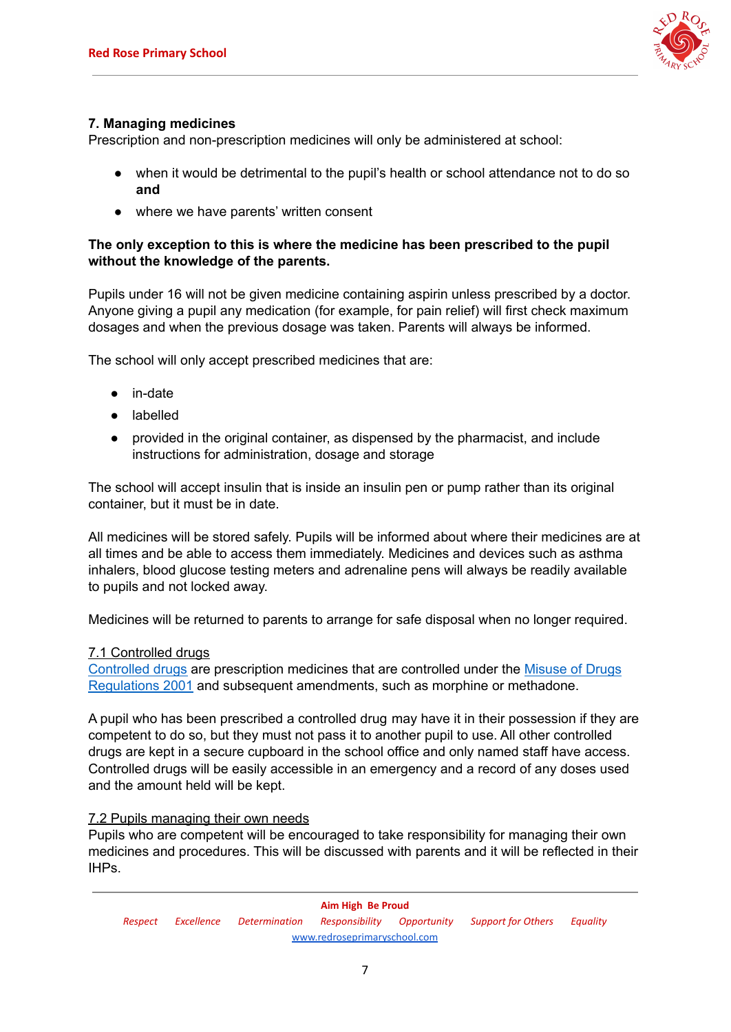## 7. Managing medicines

Prescription and non-prescription medicines will only be administered at school:

- when it would be detrimental to the pupil's health or school attendance not to do so **and**
- where we have parents' written consent

**The only exception to this is where the medicine has been prescribed to the pupil without the knowledge of the parents.**

Pupils under 16 will not be given medicine containing aspirin unless prescribed by a doctor. Anyone giving a pupil any medication (for example, for pain relief) will first check maximum dosages and when the previous dosage was taken. Parents will always be informed.

The school will only accept prescribed medicines that are:

- in-date
- labelled
- provided in the original container, as dispensed by the pharmacist, and include instructions for administration, dosage and storage

The school will accept insulin that is inside an insulin pen or pump rather than its original container, but it must be in date.

All medicines will be stored safely. Pupils will be informed about where their medicines are at all times and be able to access them immediately. Medicines and devices such as asthma inhalers, blood glucose testing meters and adrenaline pens will always be readily available to pupils and not locked away.

Medicines will be returned to parents to arrange for safe disposal when no longer required.

### 7.1 Controlled drugs

Controlled drugs are prescription medicines that are controlled under the Misuse of Drugs Regulations 2001 and subsequent amendments, such as morphine or methadone.

A pupil who has been prescribed a controlled drug may have it in their possession if they are competent to do so, but they must not pass it to another pupil to use. All other controlled drugs are kept in a secure cupboard in the school office and only named staff have access. Controlled drugs will be easily accessible in an emergency and a record of any doses used and the amount held will be kept.

### 7.2 Pupils managing their own needs

Pupils who are competent will be encouraged to take responsibility for managing their own medicines and procedures. This will be discussed with parents and it will be reflected in their IHPs.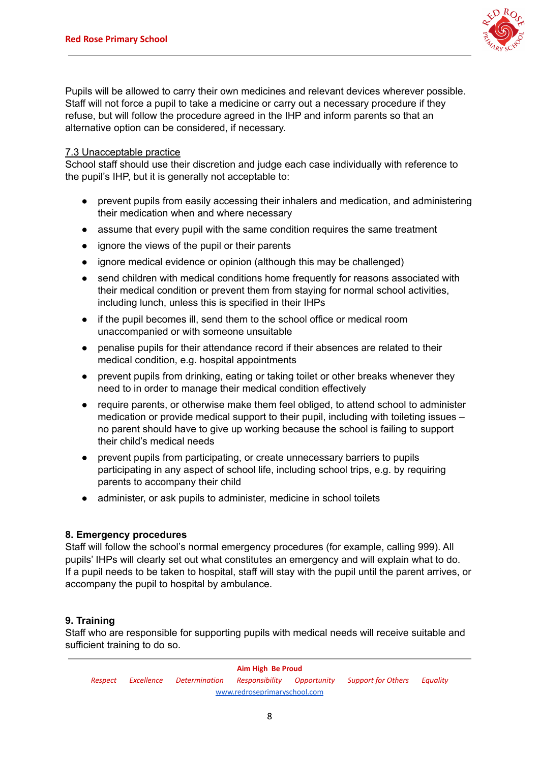Pupils will be allowed to carry their own medicines and relevant devices wherever possible. Staff will not force a pupil to take a medicine or carry out a necessary procedure if they refuse, but will follow the procedure agreed in the IHP and inform parents so that an alternative option can be considered, if necessary.

### 7.3 Unacceptable practice

School staff should use their discretion and judge each case individually with reference to the pupil's IHP, but it is generally not acceptable to:

- prevent pupils from easily accessing their inhalers and medication, and administering their medication when and where necessary
- assume that every pupil with the same condition requires the same treatment
- ignore the views of the pupil or their parents
- ignore medical evidence or opinion (although this may be challenged)
- send children with medical conditions home frequently for reasons associated with their medical condition or prevent them from staying for normal school activities, including lunch, unless this is specified in their IHPs
- if the pupil becomes ill, send them to the school office or medical room unaccompanied or with someone unsuitable
- penalise pupils for their attendance record if their absences are related to their medical condition, e.g. hospital appointments
- prevent pupils from drinking, eating or taking toilet or other breaks whenever they need to in order to manage their medical condition effectively
- require parents, or otherwise make them feel obliged, to attend school to administer medication or provide medical support to their pupil, including with toileting issues – no parent should have to give up working because the school is failing to support their child's medical needs
- prevent pupils from participating, or create unnecessary barriers to pupils participating in any aspect of school life, including school trips, e.g. by requiring parents to accompany their child
- administer, or ask pupils to administer, medicine in school toilets

## 8. Emergency procedures

Staff will follow the school's normal emergency procedures (for example, calling 999). All pupils' IHPs will clearly set out what constitutes an emergency and will explain what to do. If a pupil needs to be taken to hospital, staff will stay with the pupil until the parent arrives, or accompany the pupil to hospital by ambulance.

## 9. Training

Staff who are responsible for supporting pupils with medical needs will receive suitable and sufficient training to do so.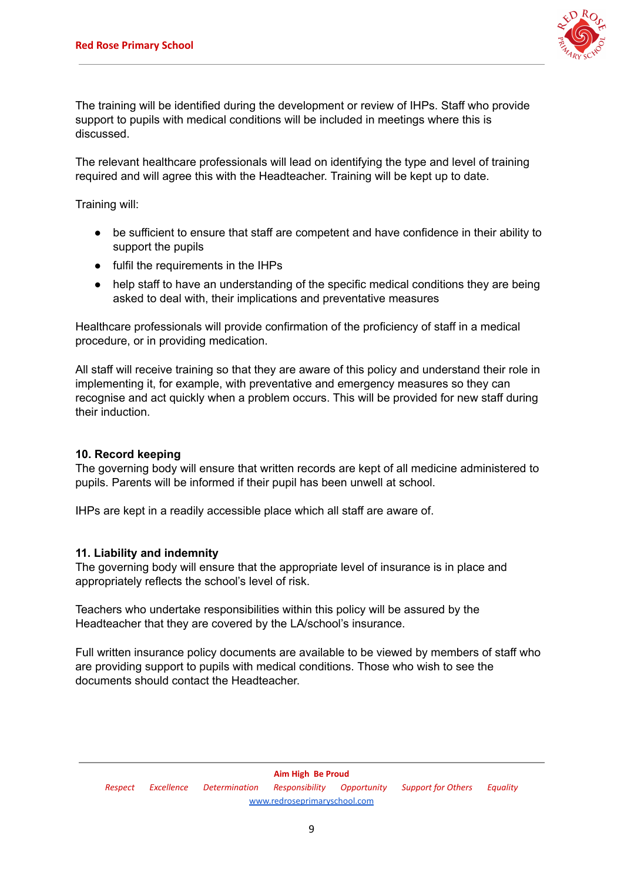The training will be identified during the development or review of IHPs. Staff who provide support to pupils with medical conditions will be included in meetings where this is discussed.

The relevant healthcare professionals will lead on identifying the type and level of training required and will agree this with the Headteacher. Training will be kept up to date.

Training will:

- be sufficient to ensure that staff are competent and have confidence in their ability to support the pupils
- fulfil the requirements in the IHPs
- help staff to have an understanding of the specific medical conditions they are being asked to deal with, their implications and preventative measures

Healthcare professionals will provide confirmation of the proficiency of staff in a medical procedure, or in providing medication.

All staff will receive training so that they are aware of this policy and understand their role in implementing it, for example, with preventative and emergency measures so they can recognise and act quickly when a problem occurs. This will be provided for new staff during their induction.

### 10. Record keeping

The governing body will ensure that written records are kept of all medicine administered to pupils. Parents will be informed if their pupil has been unwell at school.

IHPs are kept in a readily accessible place which all staff are aware of.

### 11. Liability and indemnity

The governing body will ensure that the appropriate level of insurance is in place and appropriately reflects the school's level of risk.

Teachers who undertake responsibilities within this policy will be assured by the Headteacher that they are covered by the LA/school's insurance.

Full written insurance policy documents are available to be viewed by members of staff who are providing support to pupils with medical conditions. Those who wish to see the documents should contact the Headteacher.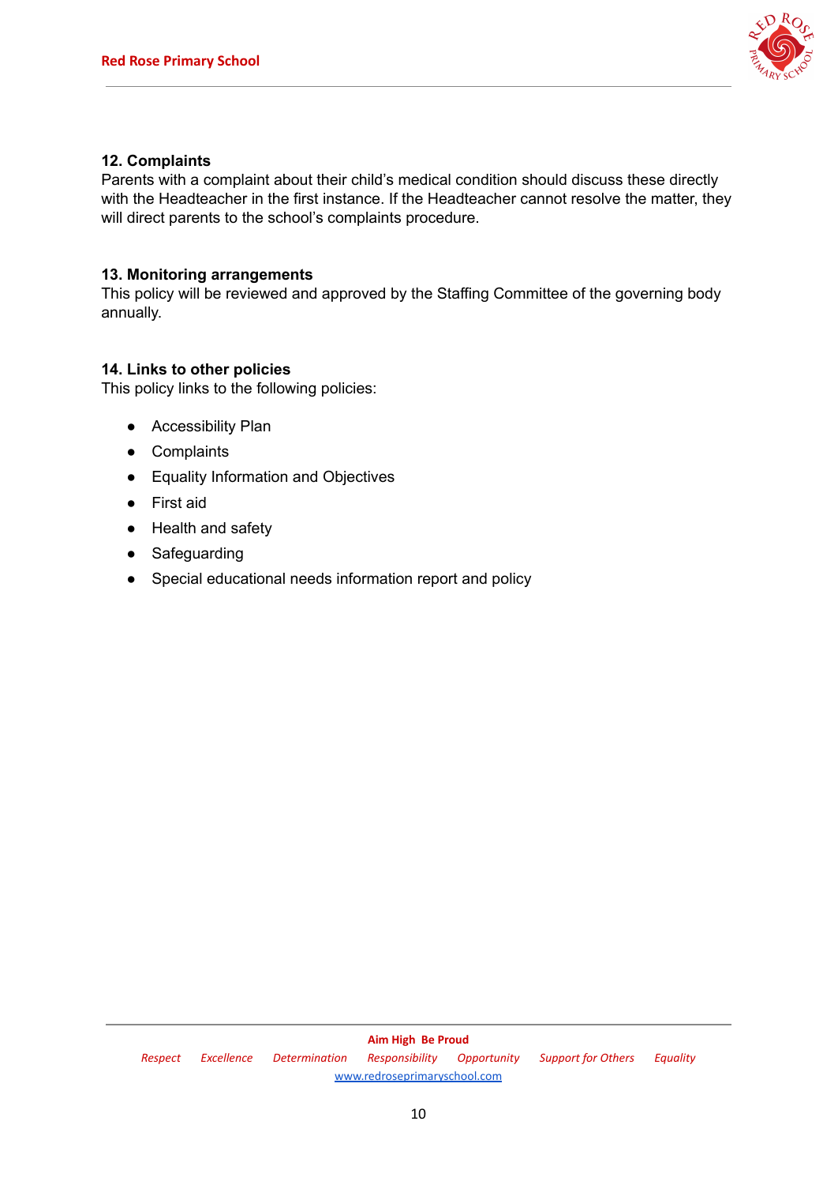### 12. Complaints

Parents with a complaint about their child's medical condition should discuss these directly with the Headteacher in the first instance. If the Headteacher cannot resolve the matter, they will direct parents to the school's complaints procedure.

### 13. Monitoring arrangements

This policy will be reviewed and approved by the Staffing Committee of the governing body annually.

### 14. Links to other policies

This policy links to the following policies:

- Accessibility Plan
- Complaints
- Equality Information and Objectives
- First aid
- Health and safety
- Safeguarding
- Special educational needs information report and policy